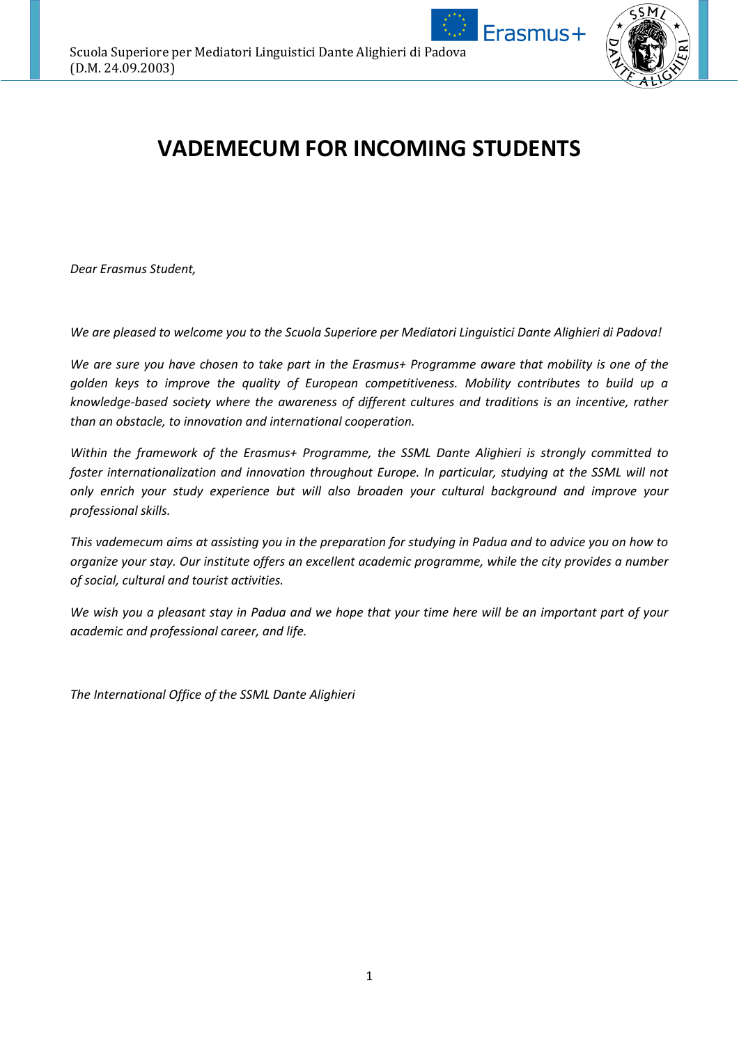# VADEMECUM FOR INCOMING STUDENTS

*Dear Erasmus Student,*

*We are pleased to welcome you to the Scuola Superiore per Mediatori Linguistici Dante Alighieri di Padova!*

*We are sure you have chosen to take part in the Erasmus+ Programme aware that mobility is one of the golden keys to improve the quality of European competitiveness. Mobility contributes to build up a knowledge-based society where the awareness of different cultures and traditions is an incentive, rather than an obstacle, to innovation and international cooperation.*

*Within the framework of the Erasmus+ Programme, the SSML Dante Alighieri is strongly committed to foster internationalization and innovation throughout Europe. In particular, studying at the SSML will not only enrich your study experience but will also broaden your cultural background and improve your professional skills.*

*This vademecum aims at assisting you in the preparation for studying in Padua and to advice you on how to organize your stay. Our institute offers an excellent academic programme, while the city provides a number of social, cultural and tourist activities.*

*We wish you a pleasant stay in Padua and we hope that your time here will be an important part of your academic and professional career, and life.*

*The International Office of the SSML Dante Alighieri*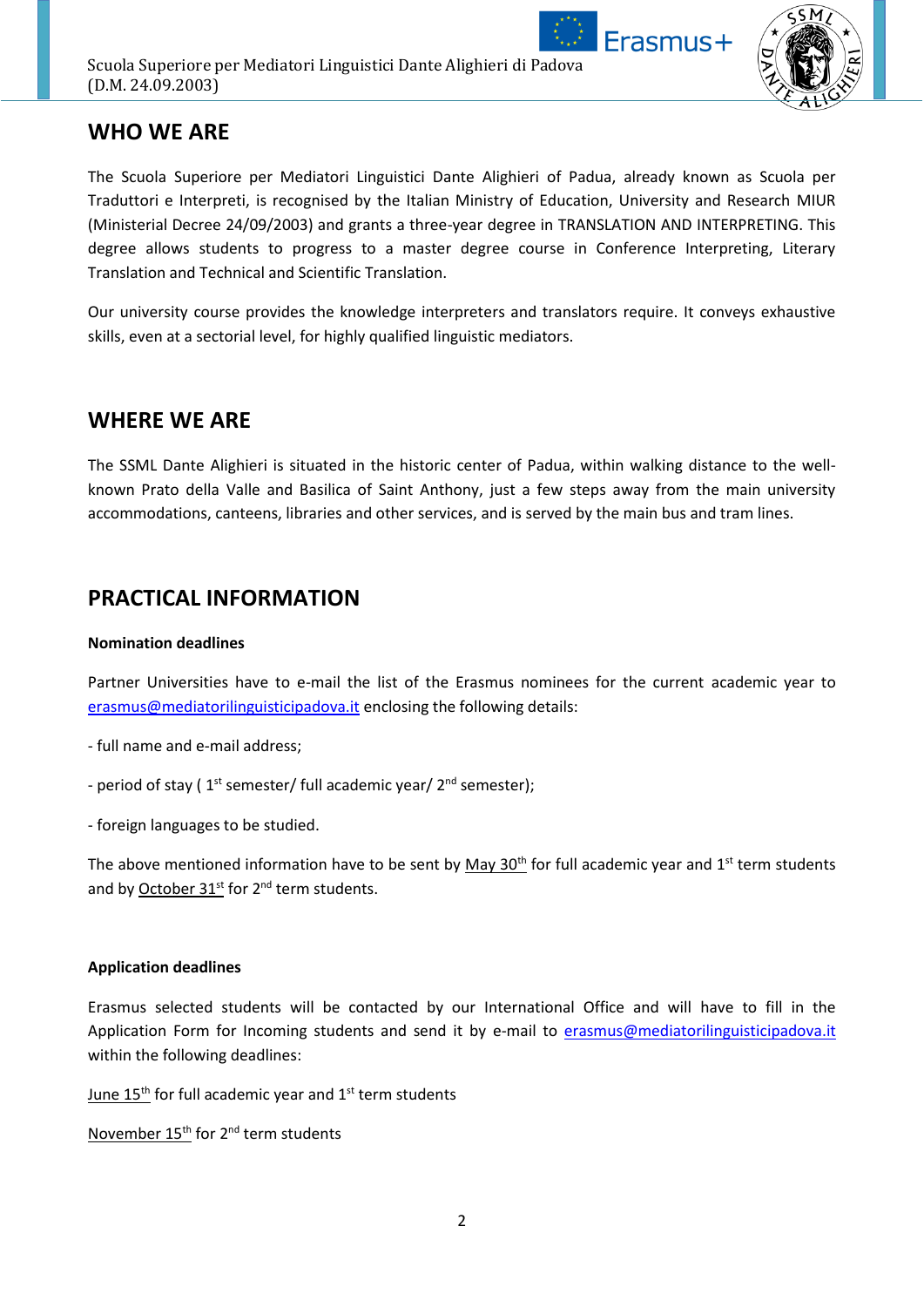## WHO WE ARE

The Scuola Superiore per Mediatori Linguistici Dante Alighieri of Padua, already known as Scuola per Traduttori e Interpreti, is recognised by the Italian Ministry of Education, University and Research MIUR (Ministerial Decree 24/09/2003) and grants a three-year degree in TRANSLATION AND INTERPRETING. This degree allows students to progress to a master degree course in Conference Interpreting, Literary Translation and Technical and Scientific Translation.

Our university course provides the knowledge interpreters and translators require. It conveys exhaustive skills, even at a sectorial level, for highly qualified linguistic mediators.

## WHERE WE ARE

The SSML Dante Alighieri is situated in the historic center of Padua, within walking distance to the well-known Prato della Valle and Basilica of Saint Anthony, just a few steps away from the main university accommodations, canteens, libraries and other services, and is served by the main bus and tram lines.

## PRACTICAL INFORMATION

**Nomination deadlines**

Partner Universities have to e-mail the list of the Erasmus nominees for the current academic year to erasmus@mediatorilinguisticipadova.it enclosing the following details:

- full name and e-mail address;

- period of stay ( 1st semester/ full academic year/ 2nd semester);

- foreign languages to be studied.

The above mentioned information have to be sent by May 30th for full academic year and 1st term students and by October 31st for 2nd term students.

**Application deadlines**

Erasmus selected students will be contacted by our International Office and will have to fill in the Application Form for Incoming students and send it by e-mail to erasmus@mediatorilinguisticipadova.it within the following deadlines:

June 15th for full academic year and 1st term students

November 15th for 2nd term students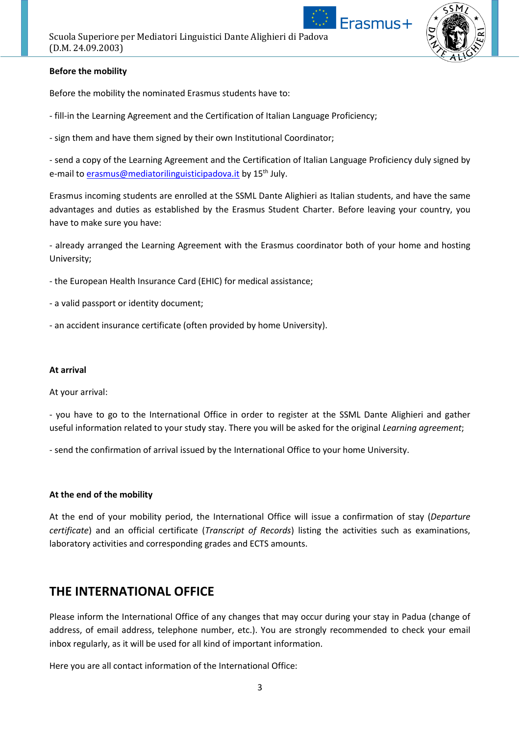**Before the mobility**

Before the mobility the nominated Erasmus students have to:

- fill-in the Learning Agreement and the Certification of Italian Language Proficiency;

- sign them and have them signed by their own Institutional Coordinator;

- send a copy of the Learning Agreement and the Certification of Italian Language Proficiency duly signed by e-mail to erasmus@mediatorilinguisticipadova.it by 15th July.

Erasmus incoming students are enrolled at the SSML Dante Alighieri as Italian students, and have the same advantages and duties as established by the Erasmus Student Charter. Before leaving your country, you have to make sure you have:

- already arranged the Learning Agreement with the Erasmus coordinator both of your home and hosting University;

- the European Health Insurance Card (EHIC) for medical assistance;

- a valid passport or identity document;

- an accident insurance certificate (often provided by home University).

**At arrival**

At your arrival:

- you have to go to the International Office in order to register at the SSML Dante Alighieri and gather useful information related to your study stay. There you will be asked for the original *Learning agreement*;

- send the confirmation of arrival issued by the International Office to your home University.

**At the end of the mobility**

At the end of your mobility period, the International Office will issue a confirmation of stay (*Departure certificate*) and an official certificate (*Transcript of Records*) listing the activities such as examinations, laboratory activities and corresponding grades and ECTS amounts.

## THE INTERNATIONAL OFFICE

Please inform the International Office of any changes that may occur during your stay in Padua (change of address, of email address, telephone number, etc.). You are strongly recommended to check your email inbox regularly, as it will be used for all kind of important information.

Here you are all contact information of the International Office: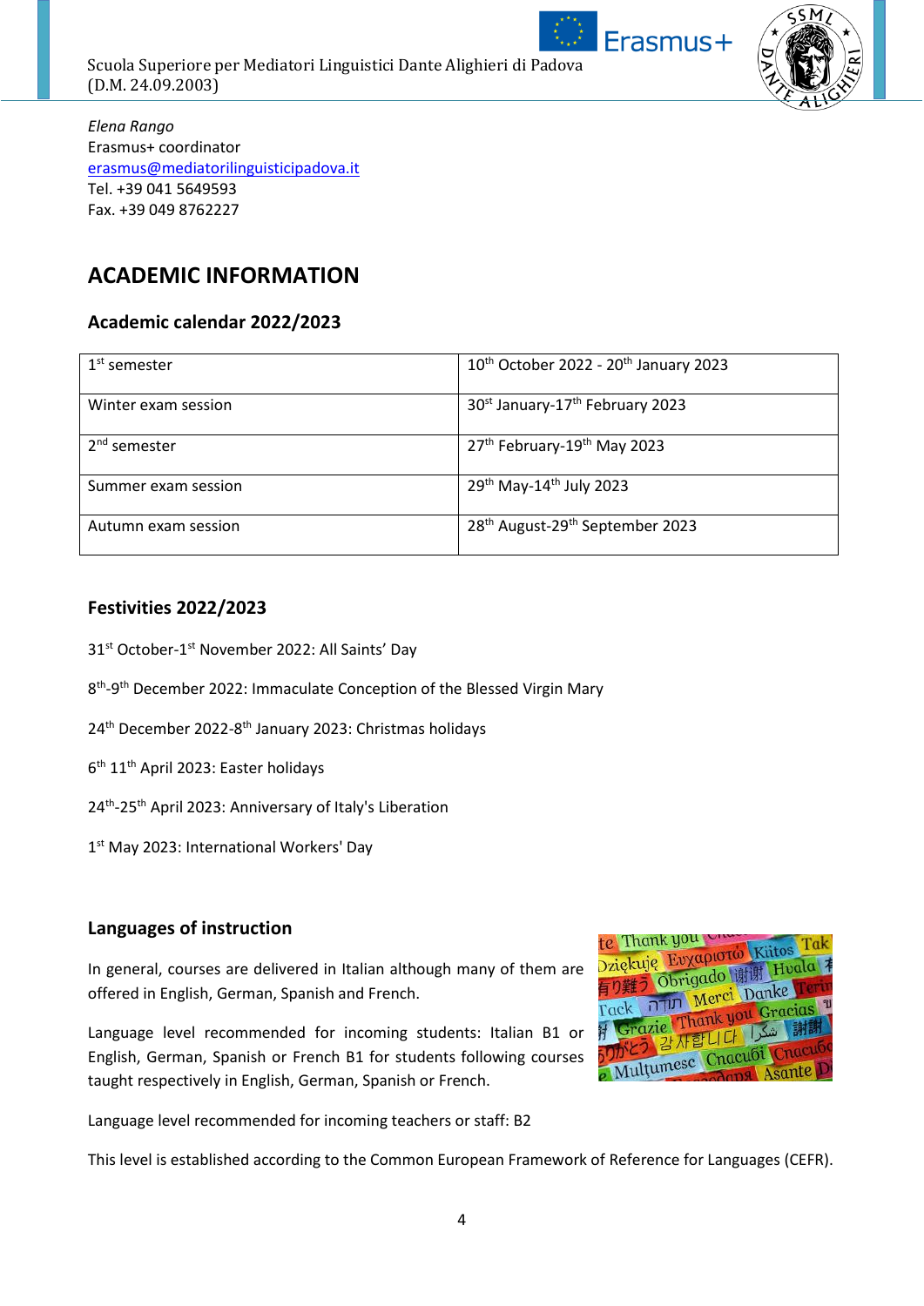*Elena Rango*
Erasmus+ coordinator
erasmus@mediatorilinguisticipadova.it
Tel. +39 041 5649593
Fax. +39 049 8762227

# ACADEMIC INFORMATION

## Academic calendar 2022/2023

| | |
|---|---|
| 1st semester | 10th October 2022 - 20th January 2023 |
| Winter exam session | 30st January-17th February 2023 |
| 2nd semester | 27th February-19th May 2023 |
| Summer exam session | 29th May-14th July 2023 |
| Autumn exam session | 28th August-29th September 2023 |

## Festivities 2022/2023

31st October-1st November 2022: All Saints' Day

8th-9th December 2022: Immaculate Conception of the Blessed Virgin Mary

24th December 2022-8th January 2023: Christmas holidays

6th 11th April 2023: Easter holidays

24th-25th April 2023: Anniversary of Italy's Liberation

1st May 2023: International Workers' Day

## Languages of instruction

In general, courses are delivered in Italian although many of them are offered in English, German, Spanish and French.

Language level recommended for incoming students: Italian B1 or English, German, Spanish or French B1 for students following courses taught respectively in English, German, Spanish or French.

Language level recommended for incoming teachers or staff: B2

This level is established according to the Common European Framework of Reference for Languages (CEFR).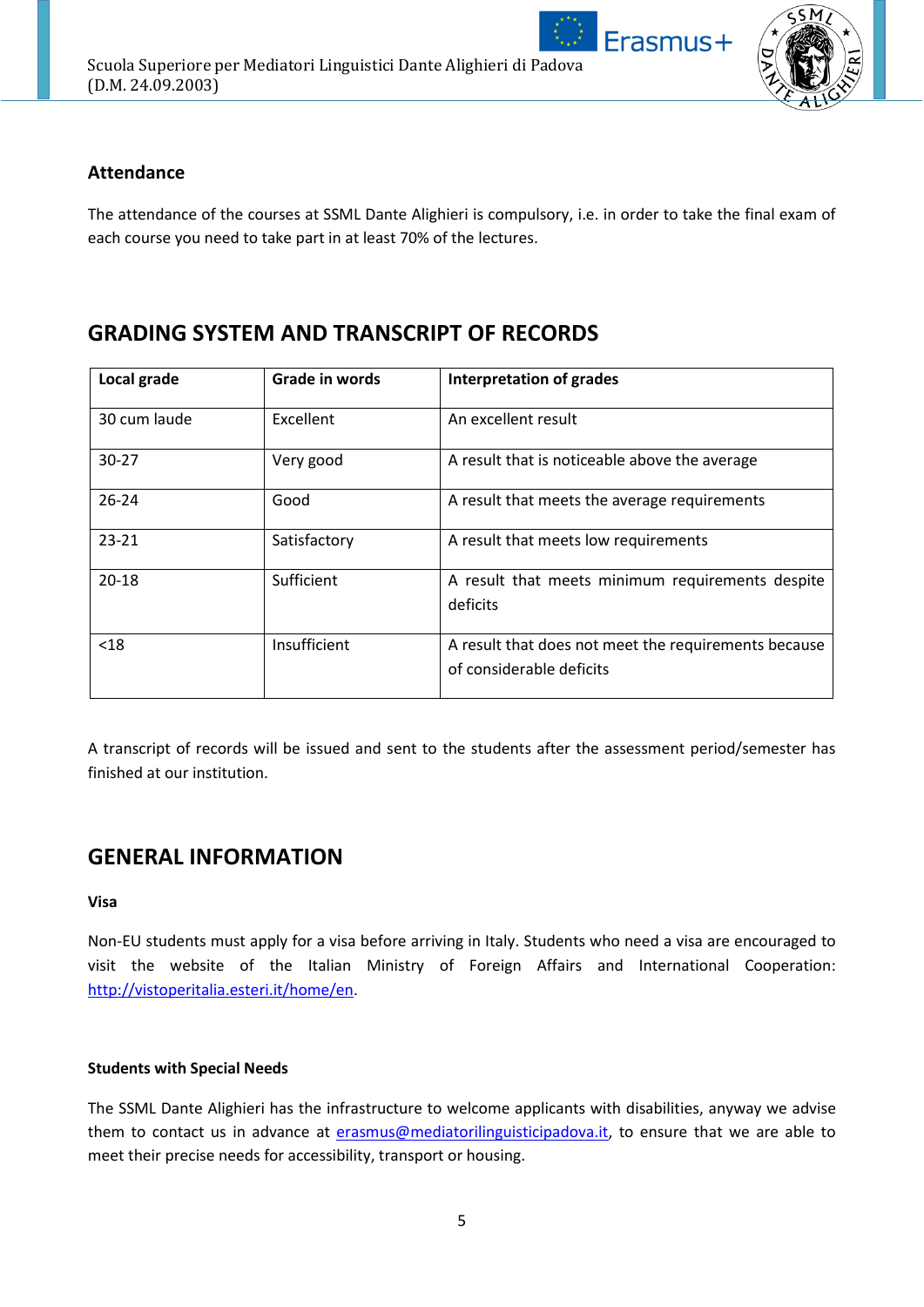### Attendance

The attendance of the courses at SSML Dante Alighieri is compulsory, i.e. in order to take the final exam of each course you need to take part in at least 70% of the lectures.

## GRADING SYSTEM AND TRANSCRIPT OF RECORDS

| Local grade | Grade in words | Interpretation of grades |
|---|---|---|
| 30 cum laude | Excellent | An excellent result |
| 30-27 | Very good | A result that is noticeable above the average |
| 26-24 | Good | A result that meets the average requirements |
| 23-21 | Satisfactory | A result that meets low requirements |
| 20-18 | Sufficient | A result that meets minimum requirements despite deficits |
| <18 | Insufficient | A result that does not meet the requirements because of considerable deficits |

A transcript of records will be issued and sent to the students after the assessment period/semester has finished at our institution.

## GENERAL INFORMATION

**Visa**

Non-EU students must apply for a visa before arriving in Italy. Students who need a visa are encouraged to visit the website of the Italian Ministry of Foreign Affairs and International Cooperation: http://vistoperitalia.esteri.it/home/en.

**Students with Special Needs**

The SSML Dante Alighieri has the infrastructure to welcome applicants with disabilities, anyway we advise them to contact us in advance at erasmus@mediatorilinguisticipadova.it, to ensure that we are able to meet their precise needs for accessibility, transport or housing.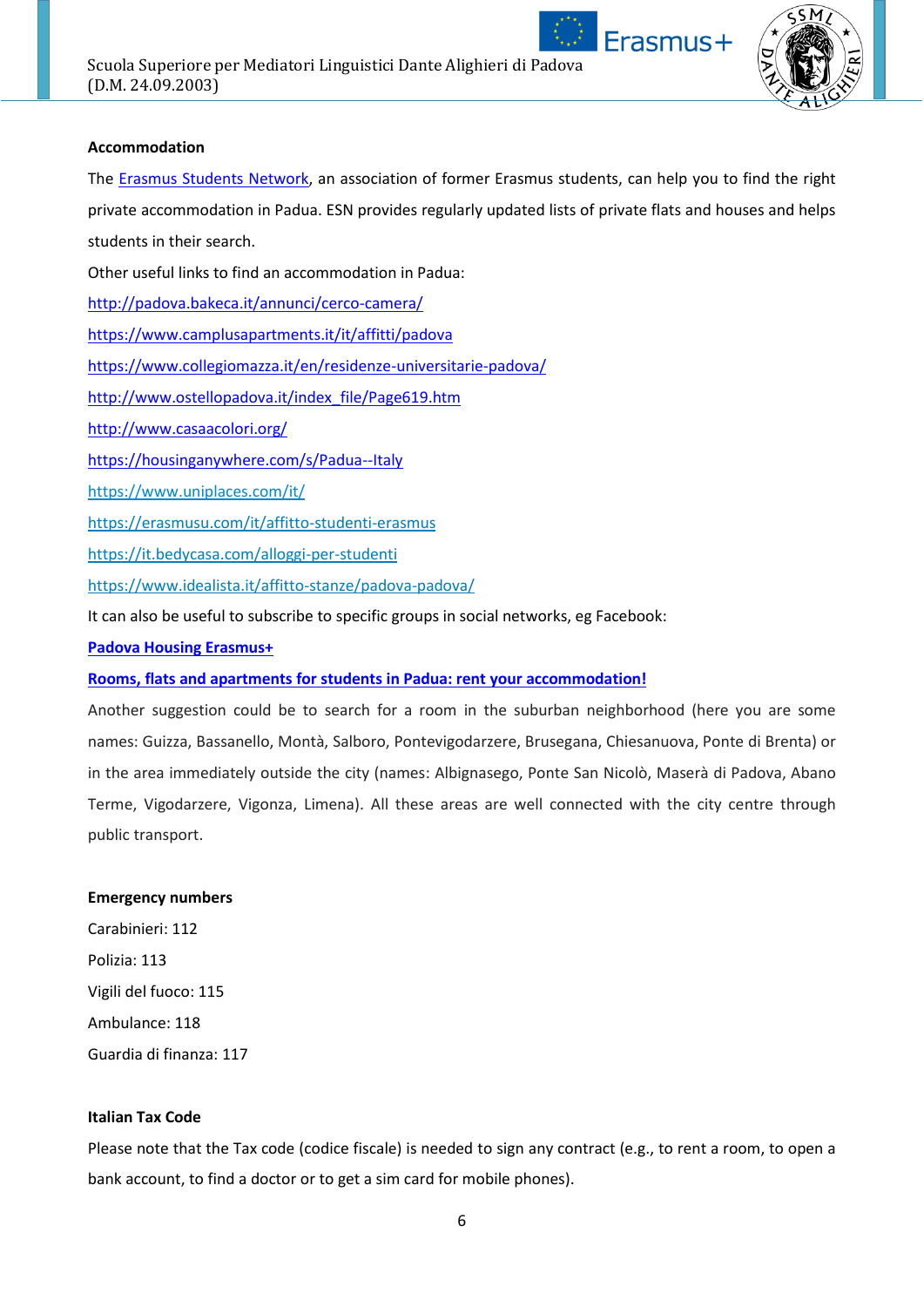**Accommodation**

The [Erasmus Students Network](https://www.esnpadova.it), an association of former Erasmus students, can help you to find the right private accommodation in Padua. ESN provides regularly updated lists of private flats and houses and helps students in their search.

Other useful links to find an accommodation in Padua:

http://padova.bakeca.it/annunci/cerco-camera/

https://www.camplusapartments.it/it/affitti/padova

https://www.collegiomazza.it/en/residenze-universitarie-padova/

http://www.ostellopadova.it/index_file/Page619.htm

http://www.casaacolori.org/

https://housinganywhere.com/s/Padua--Italy

https://www.uniplaces.com/it/

https://erasmusu.com/it/affitto-studenti-erasmus

https://it.bedycasa.com/alloggi-per-studenti

https://www.idealista.it/affitto-stanze/padova-padova/

It can also be useful to subscribe to specific groups in social networks, eg Facebook:

**Padova Housing Erasmus+**

**Rooms, flats and apartments for students in Padua: rent your accommodation!**

Another suggestion could be to search for a room in the suburban neighborhood (here you are some names: Guizza, Bassanello, Montà, Salboro, Pontevigodarzere, Brusegana, Chiesanuova, Ponte di Brenta) or in the area immediately outside the city (names: Albignasego, Ponte San Nicolò, Maserà di Padova, Abano Terme, Vigodarzere, Vigonza, Limena). All these areas are well connected with the city centre through public transport.

**Emergency numbers**

Carabinieri: 112

Polizia: 113

Vigili del fuoco: 115

Ambulance: 118

Guardia di finanza: 117

**Italian Tax Code**

Please note that the Tax code (codice fiscale) is needed to sign any contract (e.g., to rent a room, to open a bank account, to find a doctor or to get a sim card for mobile phones).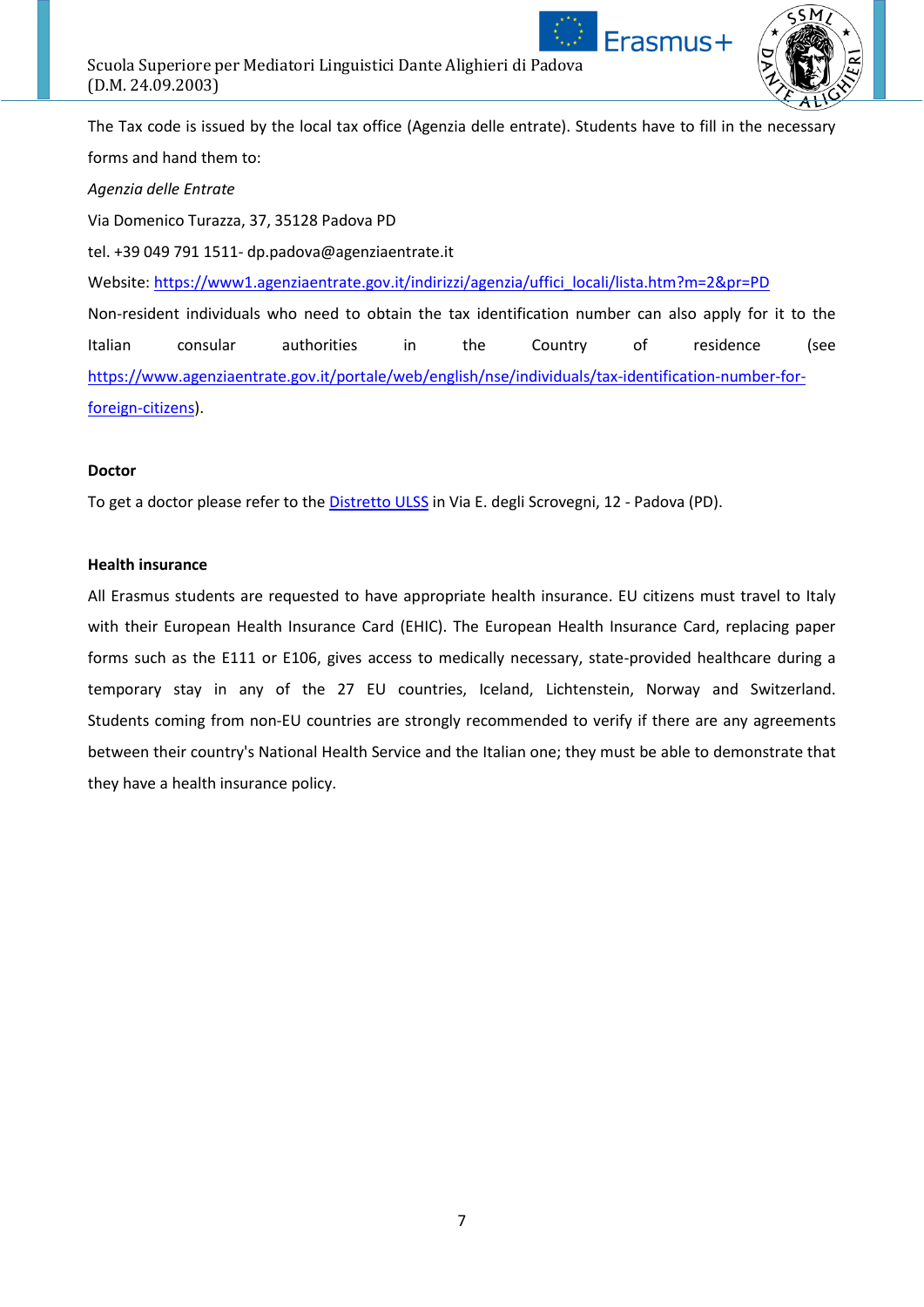The Tax code is issued by the local tax office (Agenzia delle entrate). Students have to fill in the necessary forms and hand them to:

*Agenzia delle Entrate*

Via Domenico Turazza, 37, 35128 Padova PD

tel. +39 049 791 1511- dp.padova@agenziaentrate.it

Website: [https://www1.agenziaentrate.gov.it/indirizzi/agenzia/uffici_locali/lista.htm?m=2&pr=PD](https://www1.agenziaentrate.gov.it/indirizzi/agenzia/uffici_locali/lista.htm?m=2&pr=PD)

Non-resident individuals who need to obtain the tax identification number can also apply for it to the Italian consular authorities in the Country of residence (see [https://www.agenziaentrate.gov.it/portale/web/english/nse/individuals/tax-identification-number-for-foreign-citizens](https://www.agenziaentrate.gov.it/portale/web/english/nse/individuals/tax-identification-number-for-foreign-citizens)).

**Doctor**

To get a doctor please refer to the Distretto ULSS in Via E. degli Scrovegni, 12 - Padova (PD).

**Health insurance**

All Erasmus students are requested to have appropriate health insurance. EU citizens must travel to Italy with their European Health Insurance Card (EHIC). The European Health Insurance Card, replacing paper forms such as the E111 or E106, gives access to medically necessary, state-provided healthcare during a temporary stay in any of the 27 EU countries, Iceland, Lichtenstein, Norway and Switzerland. Students coming from non-EU countries are strongly recommended to verify if there are any agreements between their country's National Health Service and the Italian one; they must be able to demonstrate that they have a health insurance policy.